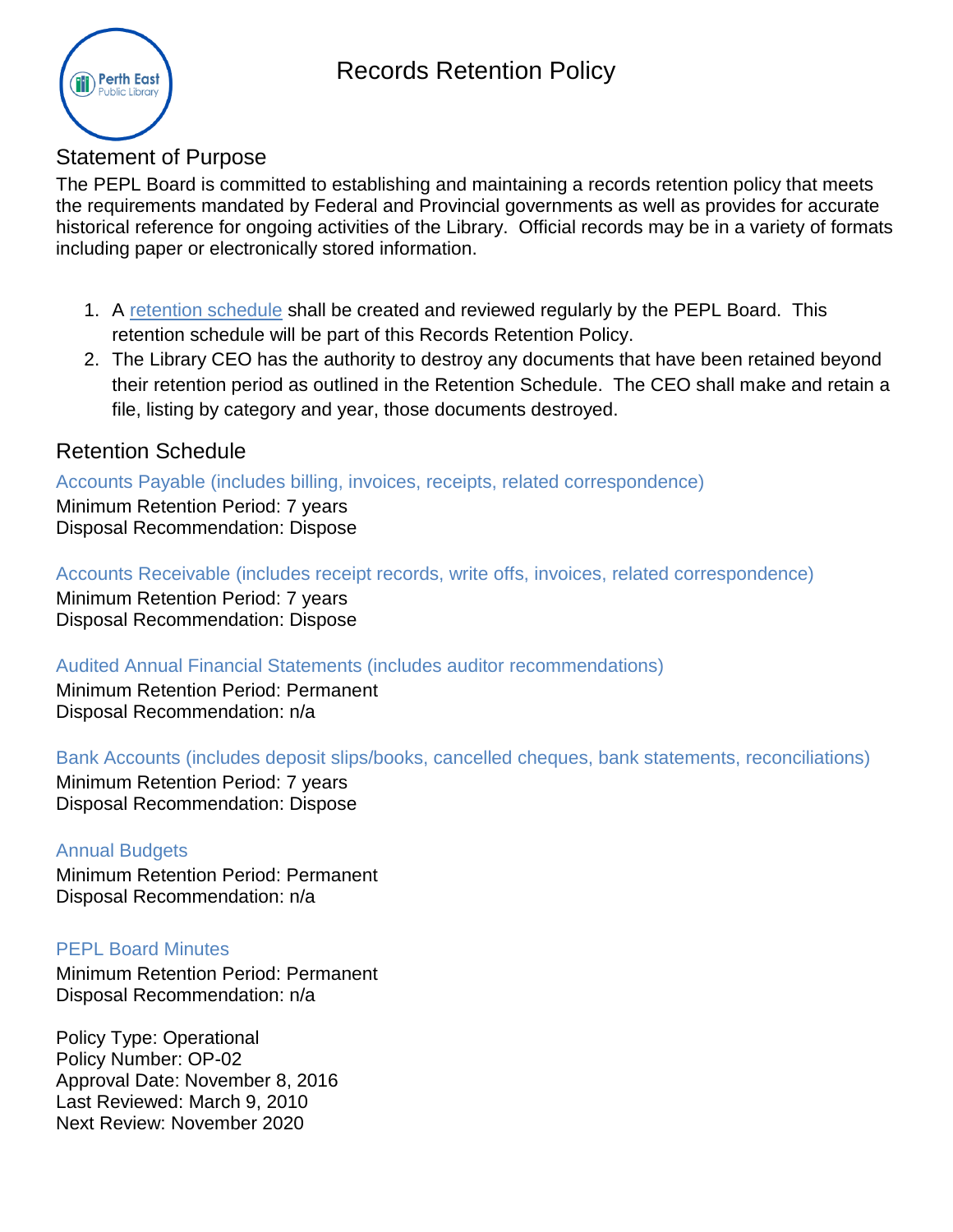# Records Retention Policy

## Statement of Purpose

The PEPL Board is committed to establishing and maintaining a records retention policy that meets the requirements mandated by Federal and Provincial governments as well as provides for accurate historical reference for ongoing activities of the Library. Official records may be in a variety of formats including paper or electronically stored information.

1. A retention schedule shall be created and reviewed regularly by the PEPL Board. This retention schedule will be part of this Records Retention Policy.
2. The Library CEO has the authority to destroy any documents that have been retained beyond their retention period as outlined in the Retention Schedule. The CEO shall make and retain a file, listing by category and year, those documents destroyed.

## Retention Schedule

### Accounts Payable (includes billing, invoices, receipts, related correspondence)

Minimum Retention Period: 7 years
Disposal Recommendation: Dispose

### Accounts Receivable (includes receipt records, write offs, invoices, related correspondence)

Minimum Retention Period: 7 years
Disposal Recommendation: Dispose

### Audited Annual Financial Statements (includes auditor recommendations)

Minimum Retention Period: Permanent
Disposal Recommendation: n/a

### Bank Accounts (includes deposit slips/books, cancelled cheques, bank statements, reconciliations)

Minimum Retention Period: 7 years
Disposal Recommendation: Dispose

### Annual Budgets

Minimum Retention Period: Permanent
Disposal Recommendation: n/a

### PEPL Board Minutes

Minimum Retention Period: Permanent
Disposal Recommendation: n/a

Policy Type: Operational
Policy Number: OP-02
Approval Date: November 8, 2016
Last Reviewed: March 9, 2010
Next Review: November 2020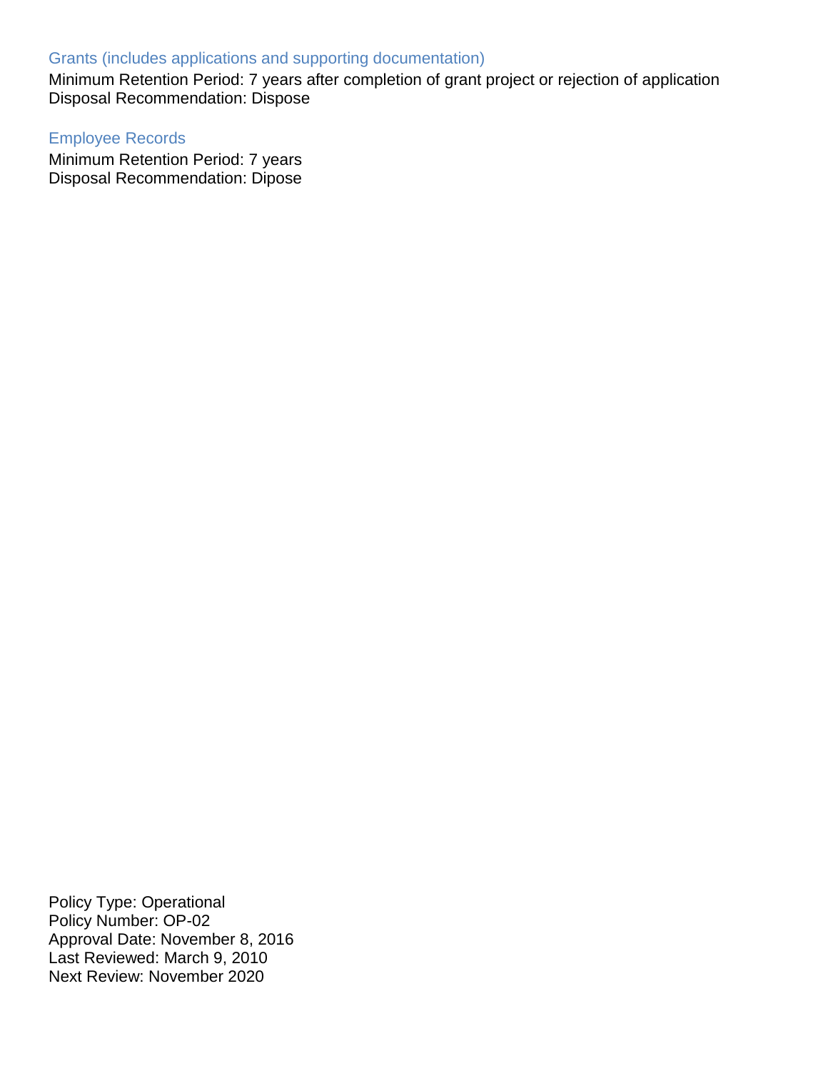### Grants (includes applications and supporting documentation)

Minimum Retention Period: 7 years after completion of grant project or rejection of application
Disposal Recommendation: Dispose

### Employee Records

Minimum Retention Period: 7 years
Disposal Recommendation: Dipose

Policy Type: Operational
Policy Number: OP-02
Approval Date: November 8, 2016
Last Reviewed: March 9, 2010
Next Review: November 2020